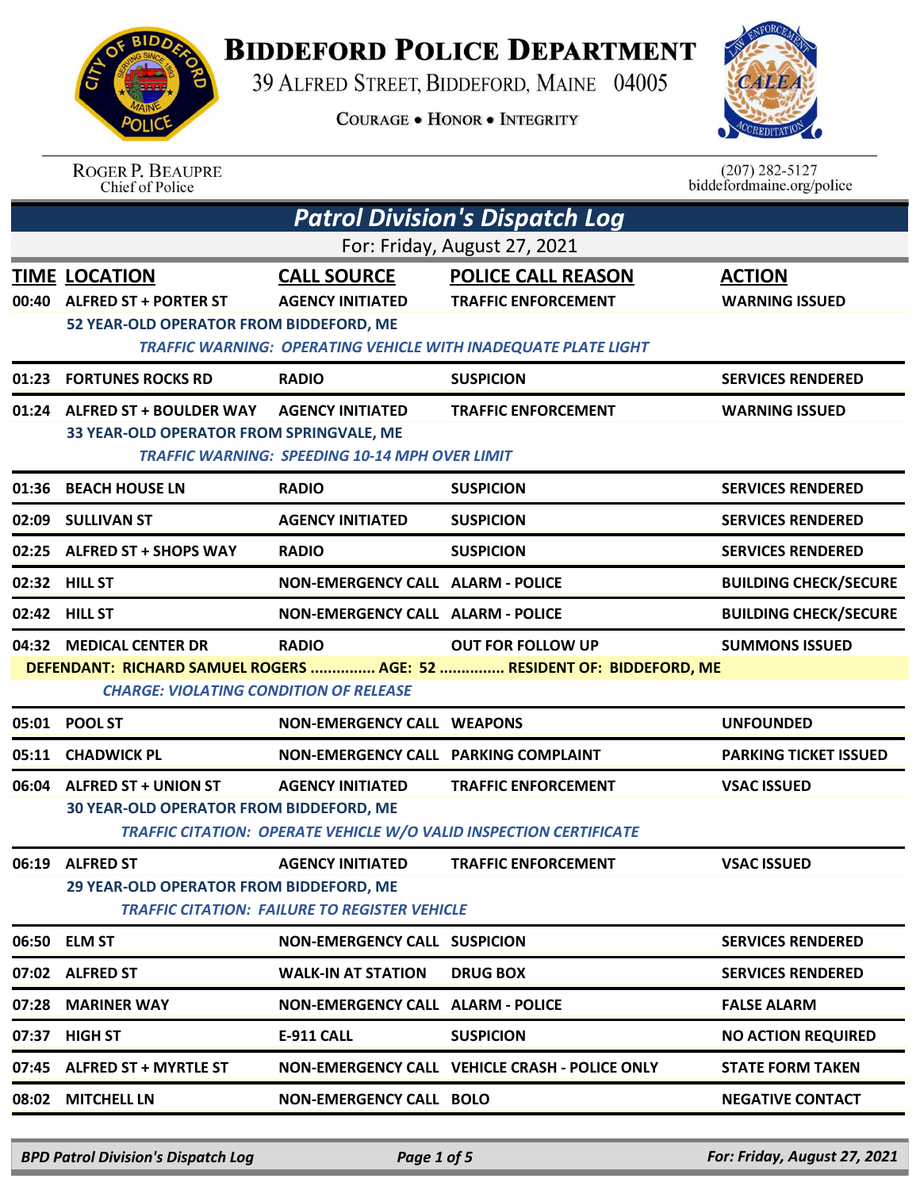# BIDDEFORD POLICE DEPARTMENT

39 ALFRED STREET, BIDDEFORD, MAINE 04005

COURAGE • HONOR • INTEGRITY

ROGER P. BEAUPRE
Chief of Police

(207) 282-5127
biddefordmaine.org/police

## *Patrol Division's Dispatch Log*

For: Friday, August 27, 2021

| TIME | LOCATION | CALL SOURCE | POLICE CALL REASON | ACTION |
|---|---|---|---|---|
| 00:40 | ALFRED ST + PORTER ST | AGENCY INITIATED | TRAFFIC ENFORCEMENT | WARNING ISSUED |
| | 52 YEAR-OLD OPERATOR FROM BIDDEFORD, ME | | | |
| | *TRAFFIC WARNING: OPERATING VEHICLE WITH INADEQUATE PLATE LIGHT* | | | |
| 01:23 | FORTUNES ROCKS RD | RADIO | SUSPICION | SERVICES RENDERED |
| 01:24 | ALFRED ST + BOULDER WAY | AGENCY INITIATED | TRAFFIC ENFORCEMENT | WARNING ISSUED |
| | 33 YEAR-OLD OPERATOR FROM SPRINGVALE, ME | | | |
| | *TRAFFIC WARNING: SPEEDING 10-14 MPH OVER LIMIT* | | | |
| 01:36 | BEACH HOUSE LN | RADIO | SUSPICION | SERVICES RENDERED |
| 02:09 | SULLIVAN ST | AGENCY INITIATED | SUSPICION | SERVICES RENDERED |
| 02:25 | ALFRED ST + SHOPS WAY | RADIO | SUSPICION | SERVICES RENDERED |
| 02:32 | HILL ST | NON-EMERGENCY CALL | ALARM - POLICE | BUILDING CHECK/SECURE |
| 02:42 | HILL ST | NON-EMERGENCY CALL | ALARM - POLICE | BUILDING CHECK/SECURE |
| 04:32 | MEDICAL CENTER DR | RADIO | OUT FOR FOLLOW UP | SUMMONS ISSUED |
| | DEFENDANT: RICHARD SAMUEL ROGERS ............... AGE: 52 ............... RESIDENT OF: BIDDEFORD, ME | | | |
| | *CHARGE: VIOLATING CONDITION OF RELEASE* | | | |
| 05:01 | POOL ST | NON-EMERGENCY CALL | WEAPONS | UNFOUNDED |
| 05:11 | CHADWICK PL | NON-EMERGENCY CALL | PARKING COMPLAINT | PARKING TICKET ISSUED |
| 06:04 | ALFRED ST + UNION ST | AGENCY INITIATED | TRAFFIC ENFORCEMENT | VSAC ISSUED |
| | 30 YEAR-OLD OPERATOR FROM BIDDEFORD, ME | | | |
| | *TRAFFIC CITATION: OPERATE VEHICLE W/O VALID INSPECTION CERTIFICATE* | | | |
| 06:19 | ALFRED ST | AGENCY INITIATED | TRAFFIC ENFORCEMENT | VSAC ISSUED |
| | 29 YEAR-OLD OPERATOR FROM BIDDEFORD, ME | | | |
| | *TRAFFIC CITATION: FAILURE TO REGISTER VEHICLE* | | | |
| 06:50 | ELM ST | NON-EMERGENCY CALL | SUSPICION | SERVICES RENDERED |
| 07:02 | ALFRED ST | WALK-IN AT STATION | DRUG BOX | SERVICES RENDERED |
| 07:28 | MARINER WAY | NON-EMERGENCY CALL | ALARM - POLICE | FALSE ALARM |
| 07:37 | HIGH ST | E-911 CALL | SUSPICION | NO ACTION REQUIRED |
| 07:45 | ALFRED ST + MYRTLE ST | NON-EMERGENCY CALL | VEHICLE CRASH - POLICE ONLY | STATE FORM TAKEN |
| 08:02 | MITCHELL LN | NON-EMERGENCY CALL | BOLO | NEGATIVE CONTACT |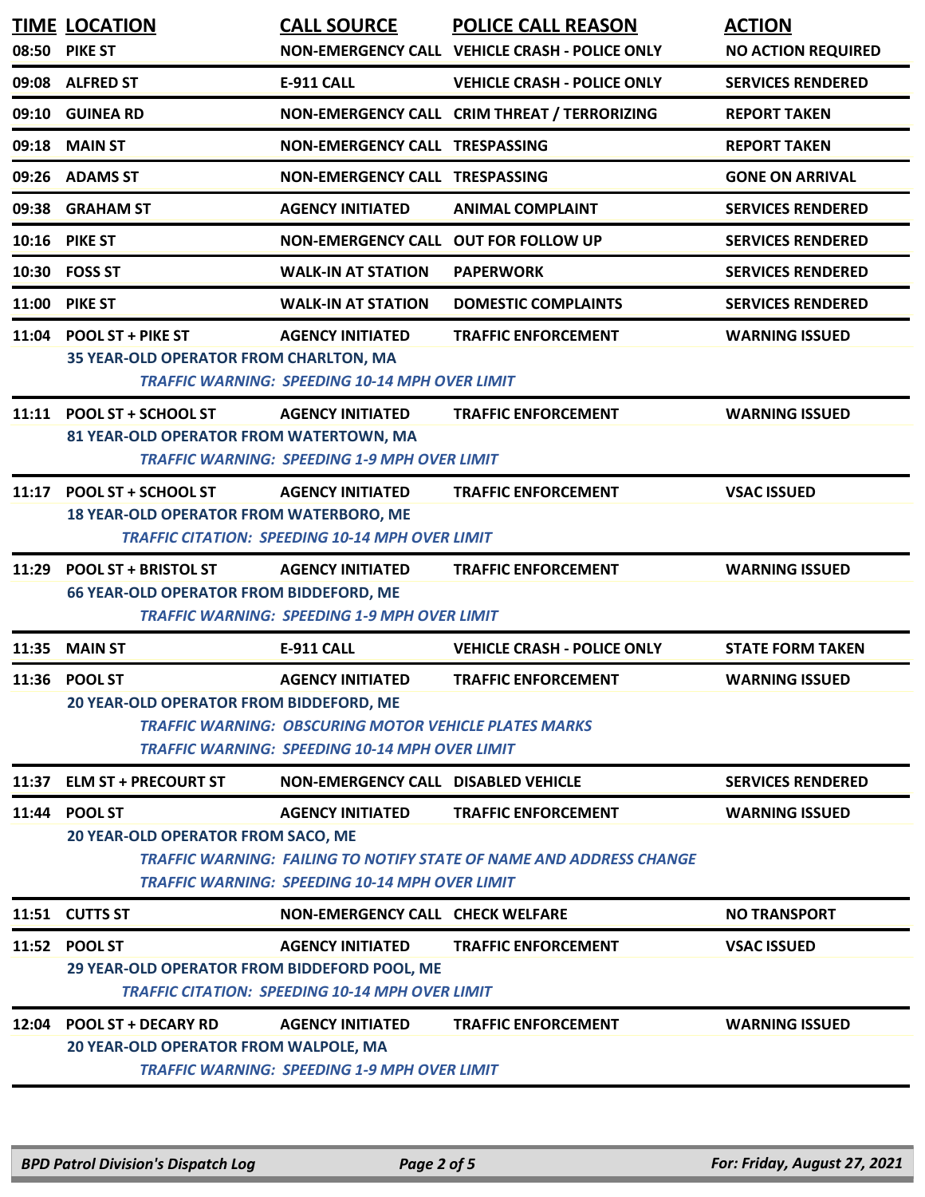| TIME | LOCATION | CALL SOURCE | POLICE CALL REASON | ACTION |
|---|---|---|---|---|
| 08:50 | PIKE ST | NON-EMERGENCY CALL | VEHICLE CRASH - POLICE ONLY | NO ACTION REQUIRED |
| 09:08 | ALFRED ST | E-911 CALL | VEHICLE CRASH - POLICE ONLY | SERVICES RENDERED |
| 09:10 | GUINEA RD | NON-EMERGENCY CALL | CRIM THREAT / TERRORIZING | REPORT TAKEN |
| 09:18 | MAIN ST | NON-EMERGENCY CALL | TRESPASSING | REPORT TAKEN |
| 09:26 | ADAMS ST | NON-EMERGENCY CALL | TRESPASSING | GONE ON ARRIVAL |
| 09:38 | GRAHAM ST | AGENCY INITIATED | ANIMAL COMPLAINT | SERVICES RENDERED |
| 10:16 | PIKE ST | NON-EMERGENCY CALL | OUT FOR FOLLOW UP | SERVICES RENDERED |
| 10:30 | FOSS ST | WALK-IN AT STATION | PAPERWORK | SERVICES RENDERED |
| 11:00 | PIKE ST | WALK-IN AT STATION | DOMESTIC COMPLAINTS | SERVICES RENDERED |
| 11:04 | POOL ST + PIKE ST | AGENCY INITIATED | TRAFFIC ENFORCEMENT | WARNING ISSUED |
| | 35 YEAR-OLD OPERATOR FROM CHARLTON, MA<br>*TRAFFIC WARNING: SPEEDING 10-14 MPH OVER LIMIT* | | | |
| 11:11 | POOL ST + SCHOOL ST | AGENCY INITIATED | TRAFFIC ENFORCEMENT | WARNING ISSUED |
| | 81 YEAR-OLD OPERATOR FROM WATERTOWN, MA<br>*TRAFFIC WARNING: SPEEDING 1-9 MPH OVER LIMIT* | | | |
| 11:17 | POOL ST + SCHOOL ST | AGENCY INITIATED | TRAFFIC ENFORCEMENT | VSAC ISSUED |
| | 18 YEAR-OLD OPERATOR FROM WATERBORO, ME<br>*TRAFFIC CITATION: SPEEDING 10-14 MPH OVER LIMIT* | | | |
| 11:29 | POOL ST + BRISTOL ST | AGENCY INITIATED | TRAFFIC ENFORCEMENT | WARNING ISSUED |
| | 66 YEAR-OLD OPERATOR FROM BIDDEFORD, ME<br>*TRAFFIC WARNING: SPEEDING 1-9 MPH OVER LIMIT* | | | |
| 11:35 | MAIN ST | E-911 CALL | VEHICLE CRASH - POLICE ONLY | STATE FORM TAKEN |
| 11:36 | POOL ST | AGENCY INITIATED | TRAFFIC ENFORCEMENT | WARNING ISSUED |
| | 20 YEAR-OLD OPERATOR FROM BIDDEFORD, ME<br>*TRAFFIC WARNING: OBSCURING MOTOR VEHICLE PLATES MARKS*<br>*TRAFFIC WARNING: SPEEDING 10-14 MPH OVER LIMIT* | | | |
| 11:37 | ELM ST + PRECOURT ST | NON-EMERGENCY CALL | DISABLED VEHICLE | SERVICES RENDERED |
| 11:44 | POOL ST | AGENCY INITIATED | TRAFFIC ENFORCEMENT | WARNING ISSUED |
| | 20 YEAR-OLD OPERATOR FROM SACO, ME<br>*TRAFFIC WARNING: FAILING TO NOTIFY STATE OF NAME AND ADDRESS CHANGE*<br>*TRAFFIC WARNING: SPEEDING 10-14 MPH OVER LIMIT* | | | |
| 11:51 | CUTTS ST | NON-EMERGENCY CALL | CHECK WELFARE | NO TRANSPORT |
| 11:52 | POOL ST | AGENCY INITIATED | TRAFFIC ENFORCEMENT | VSAC ISSUED |
| | 29 YEAR-OLD OPERATOR FROM BIDDEFORD POOL, ME<br>*TRAFFIC CITATION: SPEEDING 10-14 MPH OVER LIMIT* | | | |
| 12:04 | POOL ST + DECARY RD | AGENCY INITIATED | TRAFFIC ENFORCEMENT | WARNING ISSUED |
| | 20 YEAR-OLD OPERATOR FROM WALPOLE, MA<br>*TRAFFIC WARNING: SPEEDING 1-9 MPH OVER LIMIT* | | | |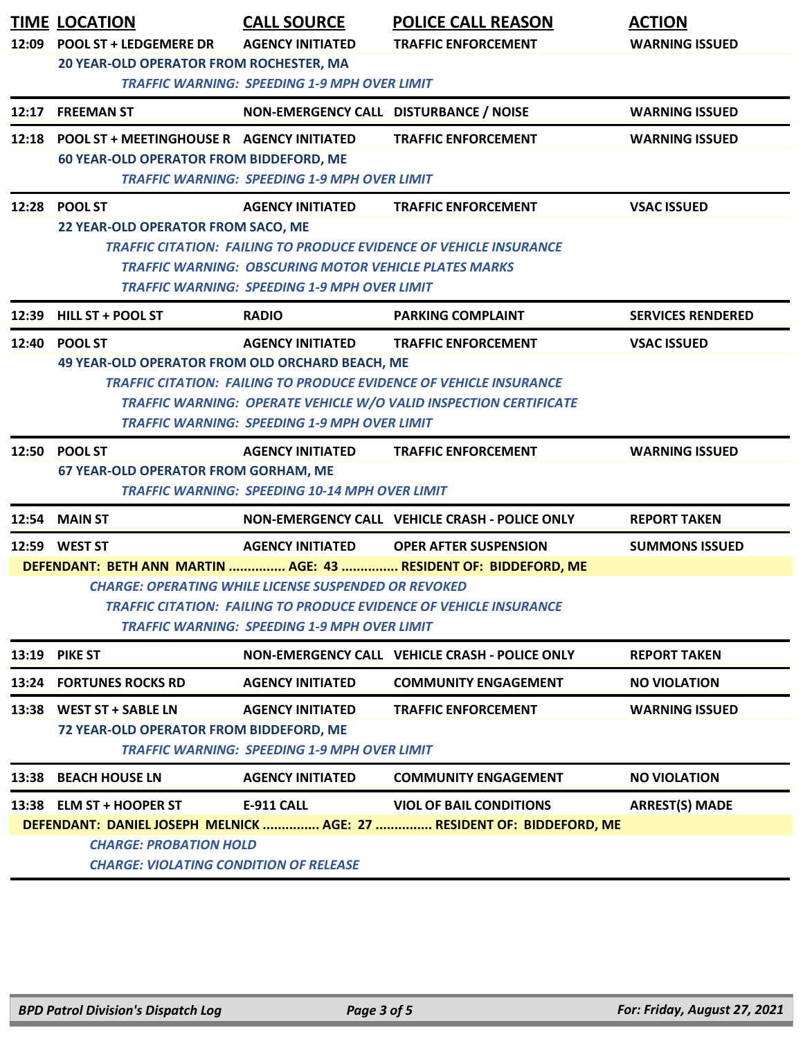| TIME | LOCATION | CALL SOURCE | POLICE CALL REASON | ACTION |
|---|---|---|---|---|
| 12:09 | POOL ST + LEDGEMERE DR | AGENCY INITIATED | TRAFFIC ENFORCEMENT | WARNING ISSUED |
| | 20 YEAR-OLD OPERATOR FROM ROCHESTER, MA | | | |
| | *TRAFFIC WARNING: SPEEDING 1-9 MPH OVER LIMIT* | | | |
| 12:17 | FREEMAN ST | NON-EMERGENCY CALL | DISTURBANCE / NOISE | WARNING ISSUED |
| 12:18 | POOL ST + MEETINGHOUSE R | AGENCY INITIATED | TRAFFIC ENFORCEMENT | WARNING ISSUED |
| | 60 YEAR-OLD OPERATOR FROM BIDDEFORD, ME | | | |
| | *TRAFFIC WARNING: SPEEDING 1-9 MPH OVER LIMIT* | | | |
| 12:28 | POOL ST | AGENCY INITIATED | TRAFFIC ENFORCEMENT | VSAC ISSUED |
| | 22 YEAR-OLD OPERATOR FROM SACO, ME | | | |
| | *TRAFFIC CITATION: FAILING TO PRODUCE EVIDENCE OF VEHICLE INSURANCE* | | | |
| | *TRAFFIC WARNING: OBSCURING MOTOR VEHICLE PLATES MARKS* | | | |
| | *TRAFFIC WARNING: SPEEDING 1-9 MPH OVER LIMIT* | | | |
| 12:39 | HILL ST + POOL ST | RADIO | PARKING COMPLAINT | SERVICES RENDERED |
| 12:40 | POOL ST | AGENCY INITIATED | TRAFFIC ENFORCEMENT | VSAC ISSUED |
| | 49 YEAR-OLD OPERATOR FROM OLD ORCHARD BEACH, ME | | | |
| | *TRAFFIC CITATION: FAILING TO PRODUCE EVIDENCE OF VEHICLE INSURANCE* | | | |
| | *TRAFFIC WARNING: OPERATE VEHICLE W/O VALID INSPECTION CERTIFICATE* | | | |
| | *TRAFFIC WARNING: SPEEDING 1-9 MPH OVER LIMIT* | | | |
| 12:50 | POOL ST | AGENCY INITIATED | TRAFFIC ENFORCEMENT | WARNING ISSUED |
| | 67 YEAR-OLD OPERATOR FROM GORHAM, ME | | | |
| | *TRAFFIC WARNING: SPEEDING 10-14 MPH OVER LIMIT* | | | |
| 12:54 | MAIN ST | NON-EMERGENCY CALL | VEHICLE CRASH - POLICE ONLY | REPORT TAKEN |
| 12:59 | WEST ST | AGENCY INITIATED | OPER AFTER SUSPENSION | SUMMONS ISSUED |
| | DEFENDANT: BETH ANN MARTIN ............... AGE: 43 ............... RESIDENT OF: BIDDEFORD, ME | | | |
| | *CHARGE: OPERATING WHILE LICENSE SUSPENDED OR REVOKED* | | | |
| | *TRAFFIC CITATION: FAILING TO PRODUCE EVIDENCE OF VEHICLE INSURANCE* | | | |
| | *TRAFFIC WARNING: SPEEDING 1-9 MPH OVER LIMIT* | | | |
| 13:19 | PIKE ST | NON-EMERGENCY CALL | VEHICLE CRASH - POLICE ONLY | REPORT TAKEN |
| 13:24 | FORTUNES ROCKS RD | AGENCY INITIATED | COMMUNITY ENGAGEMENT | NO VIOLATION |
| 13:38 | WEST ST + SABLE LN | AGENCY INITIATED | TRAFFIC ENFORCEMENT | WARNING ISSUED |
| | 72 YEAR-OLD OPERATOR FROM BIDDEFORD, ME | | | |
| | *TRAFFIC WARNING: SPEEDING 1-9 MPH OVER LIMIT* | | | |
| 13:38 | BEACH HOUSE LN | AGENCY INITIATED | COMMUNITY ENGAGEMENT | NO VIOLATION |
| 13:38 | ELM ST + HOOPER ST | E-911 CALL | VIOL OF BAIL CONDITIONS | ARREST(S) MADE |
| | DEFENDANT: DANIEL JOSEPH MELNICK ............... AGE: 27 ............... RESIDENT OF: BIDDEFORD, ME | | | |
| | *CHARGE: PROBATION HOLD* | | | |
| | *CHARGE: VIOLATING CONDITION OF RELEASE* | | | |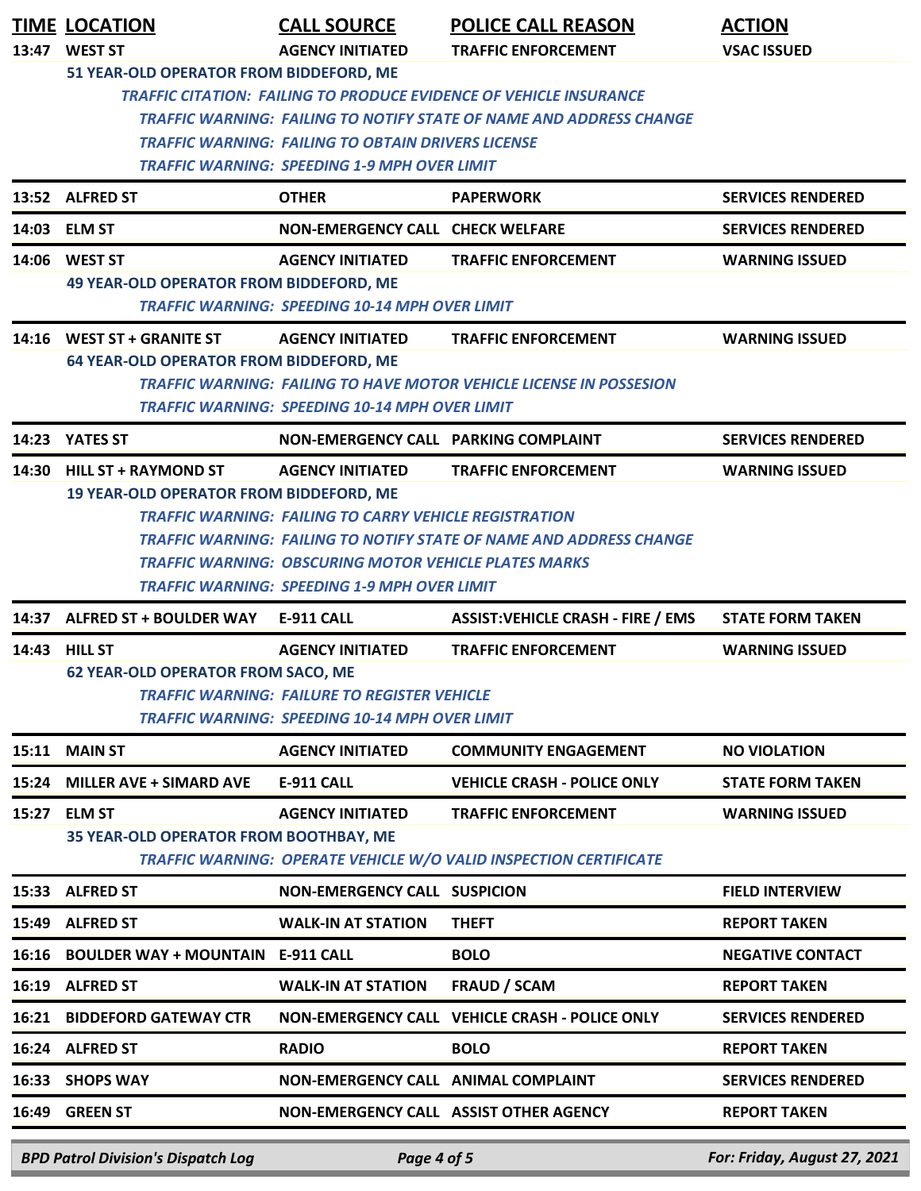| TIME | LOCATION | CALL SOURCE | POLICE CALL REASON | ACTION |
|---|---|---|---|---|
| 13:47 | WEST ST | AGENCY INITIATED | TRAFFIC ENFORCEMENT | VSAC ISSUED |
| | 51 YEAR-OLD OPERATOR FROM BIDDEFORD, ME | | | |
| | *TRAFFIC CITATION: FAILING TO PRODUCE EVIDENCE OF VEHICLE INSURANCE* | | | |
| | *TRAFFIC WARNING: FAILING TO NOTIFY STATE OF NAME AND ADDRESS CHANGE* | | | |
| | *TRAFFIC WARNING: FAILING TO OBTAIN DRIVERS LICENSE* | | | |
| | *TRAFFIC WARNING: SPEEDING 1-9 MPH OVER LIMIT* | | | |
| 13:52 | ALFRED ST | OTHER | PAPERWORK | SERVICES RENDERED |
| 14:03 | ELM ST | NON-EMERGENCY CALL | CHECK WELFARE | SERVICES RENDERED |
| 14:06 | WEST ST | AGENCY INITIATED | TRAFFIC ENFORCEMENT | WARNING ISSUED |
| | 49 YEAR-OLD OPERATOR FROM BIDDEFORD, ME | | | |
| | *TRAFFIC WARNING: SPEEDING 10-14 MPH OVER LIMIT* | | | |
| 14:16 | WEST ST + GRANITE ST | AGENCY INITIATED | TRAFFIC ENFORCEMENT | WARNING ISSUED |
| | 64 YEAR-OLD OPERATOR FROM BIDDEFORD, ME | | | |
| | *TRAFFIC WARNING: FAILING TO HAVE MOTOR VEHICLE LICENSE IN POSSESION* | | | |
| | *TRAFFIC WARNING: SPEEDING 10-14 MPH OVER LIMIT* | | | |
| 14:23 | YATES ST | NON-EMERGENCY CALL | PARKING COMPLAINT | SERVICES RENDERED |
| 14:30 | HILL ST + RAYMOND ST | AGENCY INITIATED | TRAFFIC ENFORCEMENT | WARNING ISSUED |
| | 19 YEAR-OLD OPERATOR FROM BIDDEFORD, ME | | | |
| | *TRAFFIC WARNING: FAILING TO CARRY VEHICLE REGISTRATION* | | | |
| | *TRAFFIC WARNING: FAILING TO NOTIFY STATE OF NAME AND ADDRESS CHANGE* | | | |
| | *TRAFFIC WARNING: OBSCURING MOTOR VEHICLE PLATES MARKS* | | | |
| | *TRAFFIC WARNING: SPEEDING 1-9 MPH OVER LIMIT* | | | |
| 14:37 | ALFRED ST + BOULDER WAY | E-911 CALL | ASSIST:VEHICLE CRASH - FIRE / EMS | STATE FORM TAKEN |
| 14:43 | HILL ST | AGENCY INITIATED | TRAFFIC ENFORCEMENT | WARNING ISSUED |
| | 62 YEAR-OLD OPERATOR FROM SACO, ME | | | |
| | *TRAFFIC WARNING: FAILURE TO REGISTER VEHICLE* | | | |
| | *TRAFFIC WARNING: SPEEDING 10-14 MPH OVER LIMIT* | | | |
| 15:11 | MAIN ST | AGENCY INITIATED | COMMUNITY ENGAGEMENT | NO VIOLATION |
| 15:24 | MILLER AVE + SIMARD AVE | E-911 CALL | VEHICLE CRASH - POLICE ONLY | STATE FORM TAKEN |
| 15:27 | ELM ST | AGENCY INITIATED | TRAFFIC ENFORCEMENT | WARNING ISSUED |
| | 35 YEAR-OLD OPERATOR FROM BOOTHBAY, ME | | | |
| | *TRAFFIC WARNING: OPERATE VEHICLE W/O VALID INSPECTION CERTIFICATE* | | | |
| 15:33 | ALFRED ST | NON-EMERGENCY CALL | SUSPICION | FIELD INTERVIEW |
| 15:49 | ALFRED ST | WALK-IN AT STATION | THEFT | REPORT TAKEN |
| 16:16 | BOULDER WAY + MOUNTAIN | E-911 CALL | BOLO | NEGATIVE CONTACT |
| 16:19 | ALFRED ST | WALK-IN AT STATION | FRAUD / SCAM | REPORT TAKEN |
| 16:21 | BIDDEFORD GATEWAY CTR | NON-EMERGENCY CALL | VEHICLE CRASH - POLICE ONLY | SERVICES RENDERED |
| 16:24 | ALFRED ST | RADIO | BOLO | REPORT TAKEN |
| 16:33 | SHOPS WAY | NON-EMERGENCY CALL | ANIMAL COMPLAINT | SERVICES RENDERED |
| 16:49 | GREEN ST | NON-EMERGENCY CALL | ASSIST OTHER AGENCY | REPORT TAKEN |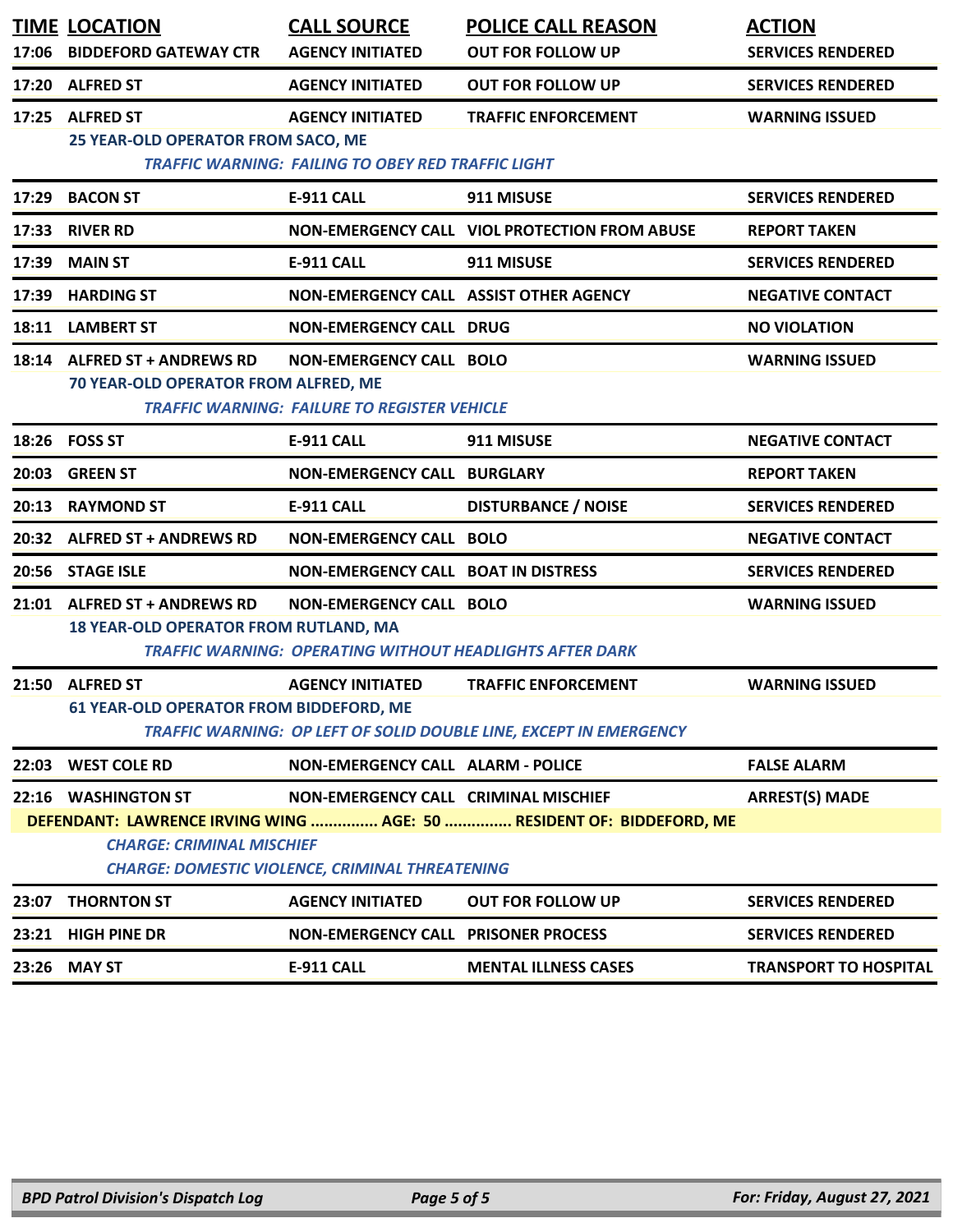| TIME | LOCATION | CALL SOURCE | POLICE CALL REASON | ACTION |
|---|---|---|---|---|
| 17:06 | BIDDEFORD GATEWAY CTR | AGENCY INITIATED | OUT FOR FOLLOW UP | SERVICES RENDERED |
| 17:20 | ALFRED ST | AGENCY INITIATED | OUT FOR FOLLOW UP | SERVICES RENDERED |
| 17:25 | ALFRED ST | AGENCY INITIATED | TRAFFIC ENFORCEMENT | WARNING ISSUED |
| | 25 YEAR-OLD OPERATOR FROM SACO, ME | | | |
| | *TRAFFIC WARNING: FAILING TO OBEY RED TRAFFIC LIGHT* | | | |
| 17:29 | BACON ST | E-911 CALL | 911 MISUSE | SERVICES RENDERED |
| 17:33 | RIVER RD | NON-EMERGENCY CALL | VIOL PROTECTION FROM ABUSE | REPORT TAKEN |
| 17:39 | MAIN ST | E-911 CALL | 911 MISUSE | SERVICES RENDERED |
| 17:39 | HARDING ST | NON-EMERGENCY CALL | ASSIST OTHER AGENCY | NEGATIVE CONTACT |
| 18:11 | LAMBERT ST | NON-EMERGENCY CALL | DRUG | NO VIOLATION |
| 18:14 | ALFRED ST + ANDREWS RD | NON-EMERGENCY CALL | BOLO | WARNING ISSUED |
| | 70 YEAR-OLD OPERATOR FROM ALFRED, ME | | | |
| | *TRAFFIC WARNING: FAILURE TO REGISTER VEHICLE* | | | |
| 18:26 | FOSS ST | E-911 CALL | 911 MISUSE | NEGATIVE CONTACT |
| 20:03 | GREEN ST | NON-EMERGENCY CALL | BURGLARY | REPORT TAKEN |
| 20:13 | RAYMOND ST | E-911 CALL | DISTURBANCE / NOISE | SERVICES RENDERED |
| 20:32 | ALFRED ST + ANDREWS RD | NON-EMERGENCY CALL | BOLO | NEGATIVE CONTACT |
| 20:56 | STAGE ISLE | NON-EMERGENCY CALL | BOAT IN DISTRESS | SERVICES RENDERED |
| 21:01 | ALFRED ST + ANDREWS RD | NON-EMERGENCY CALL | BOLO | WARNING ISSUED |
| | 18 YEAR-OLD OPERATOR FROM RUTLAND, MA | | | |
| | *TRAFFIC WARNING: OPERATING WITHOUT HEADLIGHTS AFTER DARK* | | | |
| 21:50 | ALFRED ST | AGENCY INITIATED | TRAFFIC ENFORCEMENT | WARNING ISSUED |
| | 61 YEAR-OLD OPERATOR FROM BIDDEFORD, ME | | | |
| | *TRAFFIC WARNING: OP LEFT OF SOLID DOUBLE LINE, EXCEPT IN EMERGENCY* | | | |
| 22:03 | WEST COLE RD | NON-EMERGENCY CALL | ALARM - POLICE | FALSE ALARM |
| 22:16 | WASHINGTON ST | NON-EMERGENCY CALL | CRIMINAL MISCHIEF | ARREST(S) MADE |
| | DEFENDANT: LAWRENCE IRVING WING ............... AGE: 50 ............... RESIDENT OF: BIDDEFORD, ME | | | |
| | *CHARGE: CRIMINAL MISCHIEF* | | | |
| | *CHARGE: DOMESTIC VIOLENCE, CRIMINAL THREATENING* | | | |
| 23:07 | THORNTON ST | AGENCY INITIATED | OUT FOR FOLLOW UP | SERVICES RENDERED |
| 23:21 | HIGH PINE DR | NON-EMERGENCY CALL | PRISONER PROCESS | SERVICES RENDERED |
| 23:26 | MAY ST | E-911 CALL | MENTAL ILLNESS CASES | TRANSPORT TO HOSPITAL |